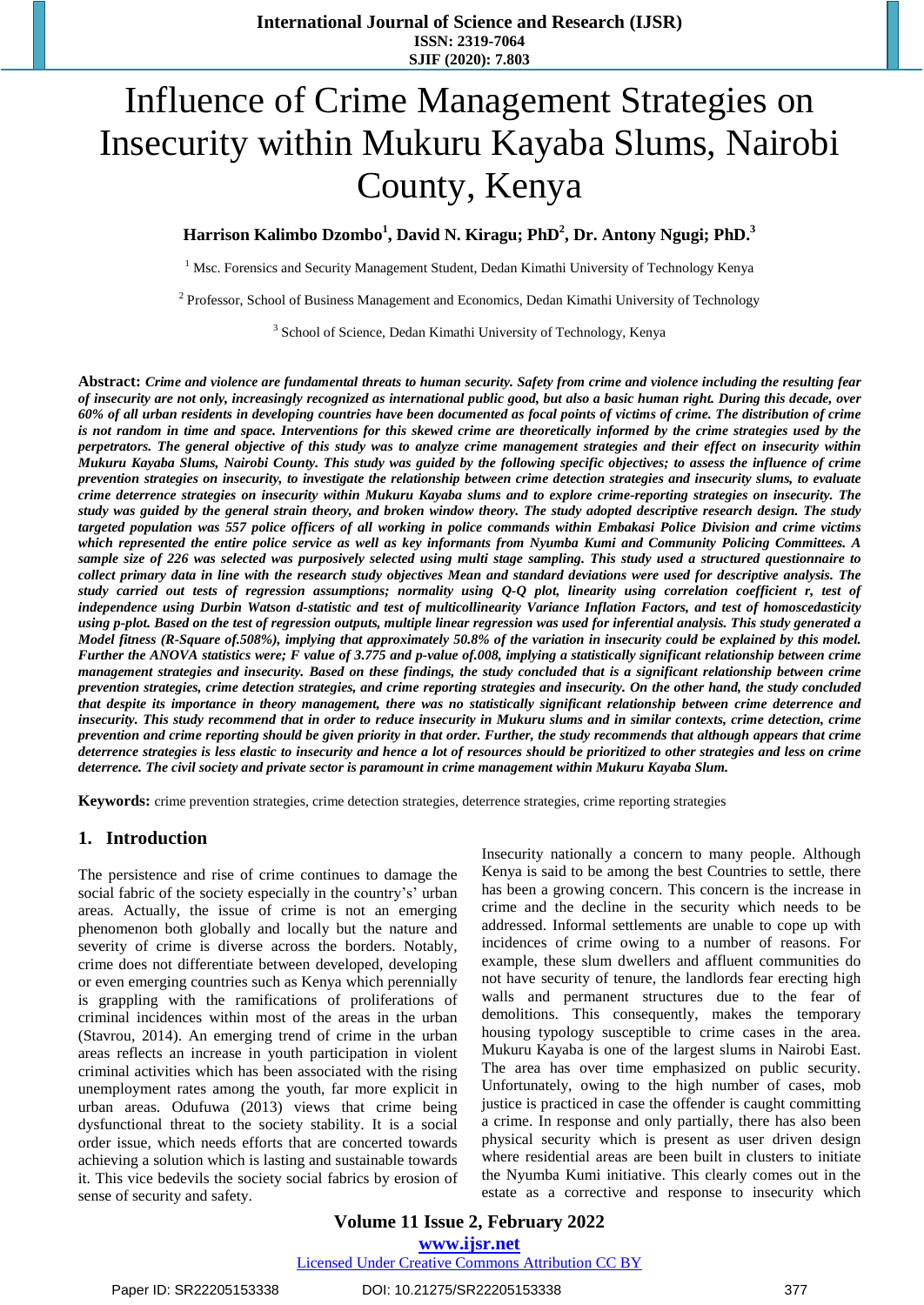# Influence of Crime Management Strategies on Insecurity within Mukuru Kayaba Slums, Nairobi County, Kenya

**Harrison Kalimbo Dzombo[1], David N. Kiragu; PhD[2], Dr. Antony Ngugi; PhD.[3]**

[1] Msc. Forensics and Security Management Student, Dedan Kimathi University of Technology Kenya

[2] Professor, School of Business Management and Economics, Dedan Kimathi University of Technology

[3] School of Science, Dedan Kimathi University of Technology, Kenya

**Abstract:** ***Crime and violence are fundamental threats to human security. Safety from crime and violence including the resulting fear of insecurity are not only, increasingly recognized as international public good, but also a basic human right. During this decade, over 60% of all urban residents in developing countries have been documented as focal points of victims of crime. The distribution of crime is not random in time and space. Interventions for this skewed crime are theoretically informed by the crime strategies used by the perpetrators. The general objective of this study was to analyze crime management strategies and their effect on insecurity within Mukuru Kayaba Slums, Nairobi County. This study was guided by the following specific objectives; to assess the influence of crime prevention strategies on insecurity, to investigate the relationship between crime detection strategies and insecurity slums, to evaluate crime deterrence strategies on insecurity within Mukuru Kayaba slums and to explore crime-reporting strategies on insecurity. The study was guided by the general strain theory, and broken window theory. The study adopted descriptive research design. The study targeted population was 557 police officers of all working in police commands within Embakasi Police Division and crime victims which represented the entire police service as well as key informants from Nyumba Kumi and Community Policing Committees. A sample size of 226 was selected was purposively selected using multi stage sampling. This study used a structured questionnaire to collect primary data in line with the research study objectives Mean and standard deviations were used for descriptive analysis. The study carried out tests of regression assumptions; normality using Q-Q plot, linearity using correlation coefficient r, test of independence using Durbin Watson d-statistic and test of multicollinearity Variance Inflation Factors, and test of homoscedasticity using p-plot. Based on the test of regression outputs, multiple linear regression was used for inferential analysis. This study generated a Model fitness (R-Square of.508%), implying that approximately 50.8% of the variation in insecurity could be explained by this model. Further the ANOVA statistics were; F value of 3.775 and p-value of.008, implying a statistically significant relationship between crime management strategies and insecurity. Based on these findings, the study concluded that is a significant relationship between crime prevention strategies, crime detection strategies, and crime reporting strategies and insecurity. On the other hand, the study concluded that despite its importance in theory management, there was no statistically significant relationship between crime deterrence and insecurity. This study recommend that in order to reduce insecurity in Mukuru slums and in similar contexts, crime detection, crime prevention and crime reporting should be given priority in that order. Further, the study recommends that although appears that crime deterrence strategies is less elastic to insecurity and hence a lot of resources should be prioritized to other strategies and less on crime deterrence. The civil society and private sector is paramount in crime management within Mukuru Kayaba Slum.***

**Keywords:** crime prevention strategies, crime detection strategies, deterrence strategies, crime reporting strategies

## 1. Introduction

The persistence and rise of crime continues to damage the social fabric of the society especially in the country's' urban areas. Actually, the issue of crime is not an emerging phenomenon both globally and locally but the nature and severity of crime is diverse across the borders. Notably, crime does not differentiate between developed, developing or even emerging countries such as Kenya which perennially is grappling with the ramifications of proliferations of criminal incidences within most of the areas in the urban (Stavrou, 2014). An emerging trend of crime in the urban areas reflects an increase in youth participation in violent criminal activities which has been associated with the rising unemployment rates among the youth, far more explicit in urban areas. Odufuwa (2013) views that crime being dysfunctional threat to the society stability. It is a social order issue, which needs efforts that are concerted towards achieving a solution which is lasting and sustainable towards it. This vice bedevils the society social fabrics by erosion of sense of security and safety.

Insecurity nationally a concern to many people. Although Kenya is said to be among the best Countries to settle, there has been a growing concern. This concern is the increase in crime and the decline in the security which needs to be addressed. Informal settlements are unable to cope up with incidences of crime owing to a number of reasons. For example, these slum dwellers and affluent communities do not have security of tenure, the landlords fear erecting high walls and permanent structures due to the fear of demolitions. This consequently, makes the temporary housing typology susceptible to crime cases in the area. Mukuru Kayaba is one of the largest slums in Nairobi East. The area has over time emphasized on public security. Unfortunately, owing to the high number of cases, mob justice is practiced in case the offender is caught committing a crime. In response and only partially, there has also been physical security which is present as user driven design where residential areas are been built in clusters to initiate the Nyumba Kumi initiative. This clearly comes out in the estate as a corrective and response to insecurity which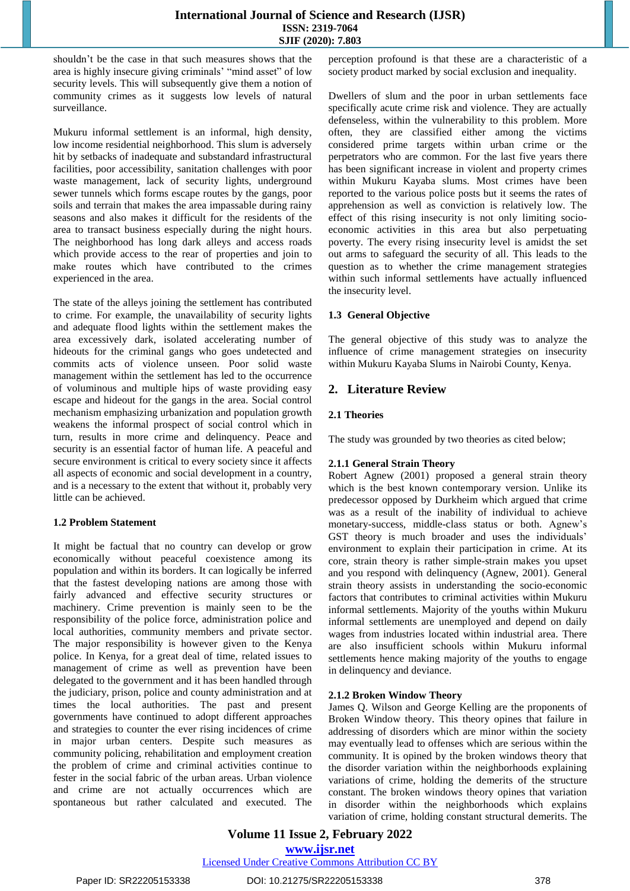shouldn't be the case in that such measures shows that the area is highly insecure giving criminals' "mind asset" of low security levels. This will subsequently give them a notion of community crimes as it suggests low levels of natural surveillance.

Mukuru informal settlement is an informal, high density, low income residential neighborhood. This slum is adversely hit by setbacks of inadequate and substandard infrastructural facilities, poor accessibility, sanitation challenges with poor waste management, lack of security lights, underground sewer tunnels which forms escape routes by the gangs, poor soils and terrain that makes the area impassable during rainy seasons and also makes it difficult for the residents of the area to transact business especially during the night hours. The neighborhood has long dark alleys and access roads which provide access to the rear of properties and join to make routes which have contributed to the crimes experienced in the area.

The state of the alleys joining the settlement has contributed to crime. For example, the unavailability of security lights and adequate flood lights within the settlement makes the area excessively dark, isolated accelerating number of hideouts for the criminal gangs who goes undetected and commits acts of violence unseen. Poor solid waste management within the settlement has led to the occurrence of voluminous and multiple hips of waste providing easy escape and hideout for the gangs in the area. Social control mechanism emphasizing urbanization and population growth weakens the informal prospect of social control which in turn, results in more crime and delinquency. Peace and security is an essential factor of human life. A peaceful and secure environment is critical to every society since it affects all aspects of economic and social development in a country, and is a necessary to the extent that without it, probably very little can be achieved.

### 1.2 Problem Statement

It might be factual that no country can develop or grow economically without peaceful coexistence among its population and within its borders. It can logically be inferred that the fastest developing nations are among those with fairly advanced and effective security structures or machinery. Crime prevention is mainly seen to be the responsibility of the police force, administration police and local authorities, community members and private sector. The major responsibility is however given to the Kenya police. In Kenya, for a great deal of time, related issues to management of crime as well as prevention have been delegated to the government and it has been handled through the judiciary, prison, police and county administration and at times the local authorities. The past and present governments have continued to adopt different approaches and strategies to counter the ever rising incidences of crime in major urban centers. Despite such measures as community policing, rehabilitation and employment creation the problem of crime and criminal activities continue to fester in the social fabric of the urban areas. Urban violence and crime are not actually occurrences which are spontaneous but rather calculated and executed. The perception profound is that these are a characteristic of a society product marked by social exclusion and inequality.

Dwellers of slum and the poor in urban settlements face specifically acute crime risk and violence. They are actually defenseless, within the vulnerability to this problem. More often, they are classified either among the victims considered prime targets within urban crime or the perpetrators who are common. For the last five years there has been significant increase in violent and property crimes within Mukuru Kayaba slums. Most crimes have been reported to the various police posts but it seems the rates of apprehension as well as conviction is relatively low. The effect of this rising insecurity is not only limiting socio-economic activities in this area but also perpetuating poverty. The every rising insecurity level is amidst the set out arms to safeguard the security of all. This leads to the question as to whether the crime management strategies within such informal settlements have actually influenced the insecurity level.

### 1.3 General Objective

The general objective of this study was to analyze the influence of crime management strategies on insecurity within Mukuru Kayaba Slums in Nairobi County, Kenya.

## 2. Literature Review

### 2.1 Theories

The study was grounded by two theories as cited below;

#### 2.1.1 General Strain Theory

Robert Agnew (2001) proposed a general strain theory which is the best known contemporary version. Unlike its predecessor opposed by Durkheim which argued that crime was as a result of the inability of individual to achieve monetary-success, middle-class status or both. Agnew's GST theory is much broader and uses the individuals' environment to explain their participation in crime. At its core, strain theory is rather simple-strain makes you upset and you respond with delinquency (Agnew, 2001). General strain theory assists in understanding the socio-economic factors that contributes to criminal activities within Mukuru informal settlements. Majority of the youths within Mukuru informal settlements are unemployed and depend on daily wages from industries located within industrial area. There are also insufficient schools within Mukuru informal settlements hence making majority of the youths to engage in delinquency and deviance.

#### 2.1.2 Broken Window Theory

James Q. Wilson and George Kelling are the proponents of Broken Window theory. This theory opines that failure in addressing of disorders which are minor within the society may eventually lead to offenses which are serious within the community. It is opined by the broken windows theory that the disorder variation within the neighborhoods explaining variations of crime, holding the demerits of the structure constant. The broken windows theory opines that variation in disorder within the neighborhoods which explains variation of crime, holding constant structural demerits. The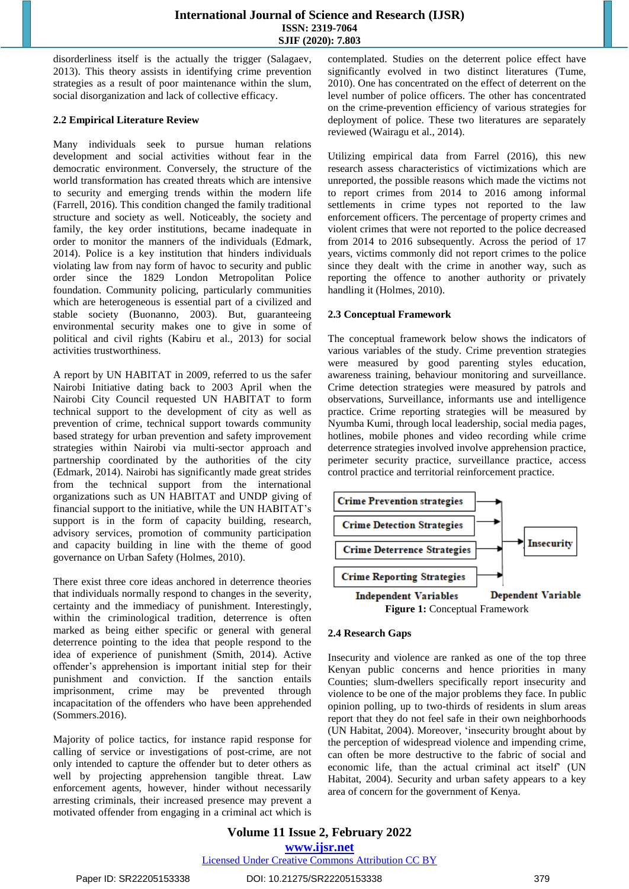disorderliness itself is the actually the trigger (Salagaev, 2013). This theory assists in identifying crime prevention strategies as a result of poor maintenance within the slum, social disorganization and lack of collective efficacy.

### 2.2 Empirical Literature Review

Many individuals seek to pursue human relations development and social activities without fear in the democratic environment. Conversely, the structure of the world transformation has created threats which are intensive to security and emerging trends within the modern life (Farrell, 2016). This condition changed the family traditional structure and society as well. Noticeably, the society and family, the key order institutions, became inadequate in order to monitor the manners of the individuals (Edmark, 2014). Police is a key institution that hinders individuals violating law from nay form of havoc to security and public order since the 1829 London Metropolitan Police foundation. Community policing, particularly communities which are heterogeneous is essential part of a civilized and stable society (Buonanno, 2003). But, guaranteeing environmental security makes one to give in some of political and civil rights (Kabiru et al., 2013) for social activities trustworthiness.

A report by UN HABITAT in 2009, referred to us the safer Nairobi Initiative dating back to 2003 April when the Nairobi City Council requested UN HABITAT to form technical support to the development of city as well as prevention of crime, technical support towards community based strategy for urban prevention and safety improvement strategies within Nairobi via multi-sector approach and partnership coordinated by the authorities of the city (Edmark, 2014). Nairobi has significantly made great strides from the technical support from the international organizations such as UN HABITAT and UNDP giving of financial support to the initiative, while the UN HABITAT's support is in the form of capacity building, research, advisory services, promotion of community participation and capacity building in line with the theme of good governance on Urban Safety (Holmes, 2010).

There exist three core ideas anchored in deterrence theories that individuals normally respond to changes in the severity, certainty and the immediacy of punishment. Interestingly, within the criminological tradition, deterrence is often marked as being either specific or general with general deterrence pointing to the idea that people respond to the idea of experience of punishment (Smith, 2014). Active offender's apprehension is important initial step for their punishment and conviction. If the sanction entails imprisonment, crime may be prevented through incapacitation of the offenders who have been apprehended (Sommers.2016).

Majority of police tactics, for instance rapid response for calling of service or investigations of post-crime, are not only intended to capture the offender but to deter others as well by projecting apprehension tangible threat. Law enforcement agents, however, hinder without necessarily arresting criminals, their increased presence may prevent a motivated offender from engaging in a criminal act which is contemplated. Studies on the deterrent police effect have significantly evolved in two distinct literatures (Tume, 2010). One has concentrated on the effect of deterrent on the level number of police officers. The other has concentrated on the crime-prevention efficiency of various strategies for deployment of police. These two literatures are separately reviewed (Wairagu et al., 2014).

Utilizing empirical data from Farrel (2016), this new research assess characteristics of victimizations which are unreported, the possible reasons which made the victims not to report crimes from 2014 to 2016 among informal settlements in crime types not reported to the law enforcement officers. The percentage of property crimes and violent crimes that were not reported to the police decreased from 2014 to 2016 subsequently. Across the period of 17 years, victims commonly did not report crimes to the police since they dealt with the crime in another way, such as reporting the offence to another authority or privately handling it (Holmes, 2010).

### 2.3 Conceptual Framework

The conceptual framework below shows the indicators of various variables of the study. Crime prevention strategies were measured by good parenting styles education, awareness training, behaviour monitoring and surveillance. Crime detection strategies were measured by patrols and observations, Surveillance, informants use and intelligence practice. Crime reporting strategies will be measured by Nyumba Kumi, through local leadership, social media pages, hotlines, mobile phones and video recording while crime deterrence strategies involved involve apprehension practice, perimeter security practice, surveillance practice, access control practice and territorial reinforcement practice.

| Independent Variables | Dependent Variable |
|---|---|
| Crime Prevention strategies | Insecurity |
| Crime Detection Strategies | |
| Crime Deterrence Strategies | |
| Crime Reporting Strategies | |

**Figure 1:** Conceptual Framework

### 2.4 Research Gaps

Insecurity and violence are ranked as one of the top three Kenyan public concerns and hence priorities in many Counties; slum-dwellers specifically report insecurity and violence to be one of the major problems they face. In public opinion polling, up to two-thirds of residents in slum areas report that they do not feel safe in their own neighborhoods (UN Habitat, 2004). Moreover, 'insecurity brought about by the perception of widespread violence and impending crime, can often be more destructive to the fabric of social and economic life, than the actual criminal act itself' (UN Habitat, 2004). Security and urban safety appears to a key area of concern for the government of Kenya.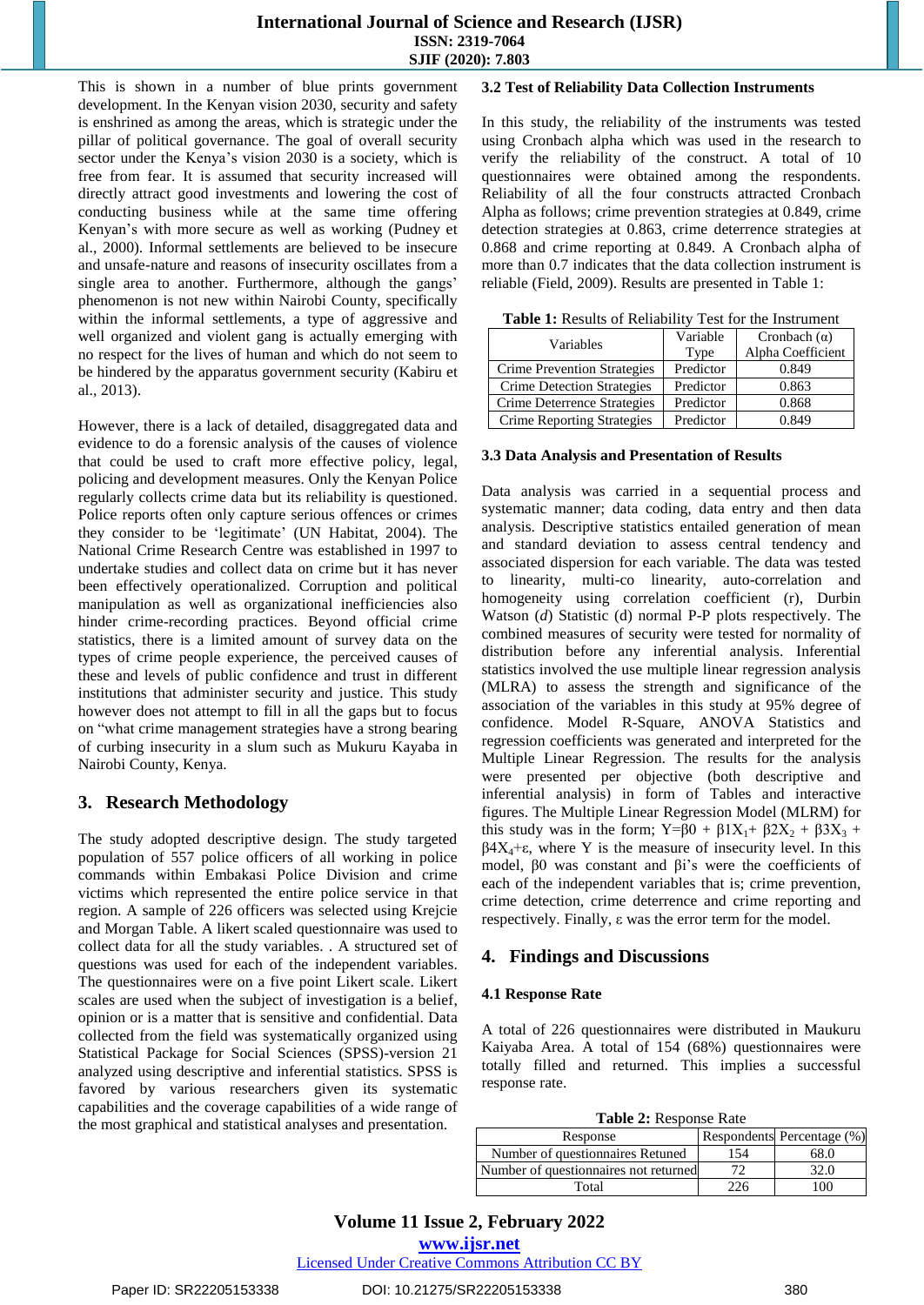This is shown in a number of blue prints government development. In the Kenyan vision 2030, security and safety is enshrined as among the areas, which is strategic under the pillar of political governance. The goal of overall security sector under the Kenya's vision 2030 is a society, which is free from fear. It is assumed that security increased will directly attract good investments and lowering the cost of conducting business while at the same time offering Kenyan's with more secure as well as working (Pudney et al., 2000). Informal settlements are believed to be insecure and unsafe-nature and reasons of insecurity oscillates from a single area to another. Furthermore, although the gangs' phenomenon is not new within Nairobi County, specifically within the informal settlements, a type of aggressive and well organized and violent gang is actually emerging with no respect for the lives of human and which do not seem to be hindered by the apparatus government security (Kabiru et al., 2013).

However, there is a lack of detailed, disaggregated data and evidence to do a forensic analysis of the causes of violence that could be used to craft more effective policy, legal, policing and development measures. Only the Kenyan Police regularly collects crime data but its reliability is questioned. Police reports often only capture serious offences or crimes they consider to be 'legitimate' (UN Habitat, 2004). The National Crime Research Centre was established in 1997 to undertake studies and collect data on crime but it has never been effectively operationalized. Corruption and political manipulation as well as organizational inefficiencies also hinder crime-recording practices. Beyond official crime statistics, there is a limited amount of survey data on the types of crime people experience, the perceived causes of these and levels of public confidence and trust in different institutions that administer security and justice. This study however does not attempt to fill in all the gaps but to focus on "what crime management strategies have a strong bearing of curbing insecurity in a slum such as Mukuru Kayaba in Nairobi County, Kenya.

## 3. Research Methodology

The study adopted descriptive design. The study targeted population of 557 police officers of all working in police commands within Embakasi Police Division and crime victims which represented the entire police service in that region. A sample of 226 officers was selected using Krejcie and Morgan Table. A likert scaled questionnaire was used to collect data for all the study variables. . A structured set of questions was used for each of the independent variables. The questionnaires were on a five point Likert scale. Likert scales are used when the subject of investigation is a belief, opinion or is a matter that is sensitive and confidential. Data collected from the field was systematically organized using Statistical Package for Social Sciences (SPSS)-version 21 analyzed using descriptive and inferential statistics. SPSS is favored by various researchers given its systematic capabilities and the coverage capabilities of a wide range of the most graphical and statistical analyses and presentation.

### 3.2 Test of Reliability Data Collection Instruments

In this study, the reliability of the instruments was tested using Cronbach alpha which was used in the research to verify the reliability of the construct. A total of 10 questionnaires were obtained among the respondents. Reliability of all the four constructs attracted Cronbach Alpha as follows; crime prevention strategies at 0.849, crime detection strategies at 0.863, crime deterrence strategies at 0.868 and crime reporting at 0.849. A Cronbach alpha of more than 0.7 indicates that the data collection instrument is reliable (Field, 2009). Results are presented in Table 1:

**Table 1:** Results of Reliability Test for the Instrument

| Variables | Variable Type | Cronbach (α) Alpha Coefficient |
|---|---|---|
| Crime Prevention Strategies | Predictor | 0.849 |
| Crime Detection Strategies | Predictor | 0.863 |
| Crime Deterrence Strategies | Predictor | 0.868 |
| Crime Reporting Strategies | Predictor | 0.849 |

### 3.3 Data Analysis and Presentation of Results

Data analysis was carried in a sequential process and systematic manner; data coding, data entry and then data analysis. Descriptive statistics entailed generation of mean and standard deviation to assess central tendency and associated dispersion for each variable. The data was tested to linearity, multi-co linearity, auto-correlation and homogeneity using correlation coefficient (r), Durbin Watson (*d*) Statistic (d) normal P-P plots respectively. The combined measures of security were tested for normality of distribution before any inferential analysis. Inferential statistics involved the use multiple linear regression analysis (MLRA) to assess the strength and significance of the association of the variables in this study at 95% degree of confidence. Model R-Square, ANOVA Statistics and regression coefficients was generated and interpreted for the Multiple Linear Regression. The results for the analysis were presented per objective (both descriptive and inferential analysis) in form of Tables and interactive figures. The Multiple Linear Regression Model (MLRM) for this study was in the form; $Y=\beta 0 + \beta 1X_1 + \beta 2X_2 + \beta 3X_3 + \beta 4X_4 + \varepsilon$, where Y is the measure of insecurity level. In this model, β0 was constant and βi's were the coefficients of each of the independent variables that is; crime prevention, crime detection, crime deterrence and crime reporting and respectively. Finally, ε was the error term for the model.

## 4. Findings and Discussions

### 4.1 Response Rate

A total of 226 questionnaires were distributed in Maukuru Kaiyaba Area. A total of 154 (68%) questionnaires were totally filled and returned. This implies a successful response rate.

**Table 2:** Response Rate

| Response | Respondents | Percentage (%) |
|---|---|---|
| Number of questionnaires Retuned | 154 | 68.0 |
| Number of questionnaires not returned | 72 | 32.0 |
| Total | 226 | 100 |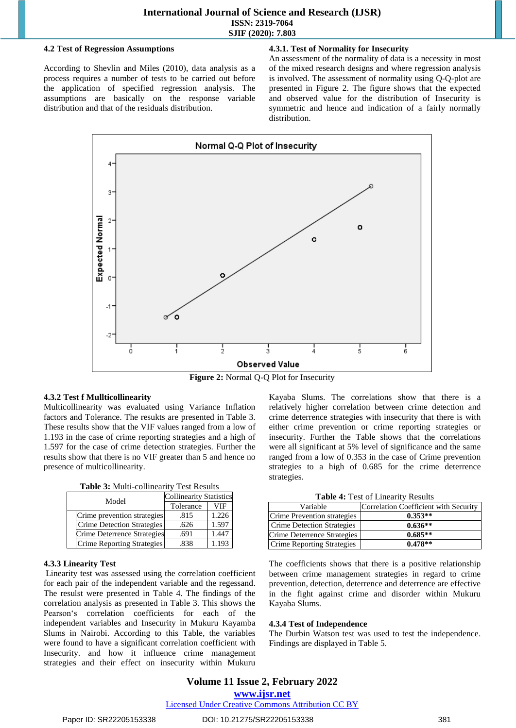### 4.2 Test of Regression Assumptions

According to Shevlin and Miles (2010), data analysis as a process requires a number of tests to be carried out before the application of specified regression analysis. The assumptions are basically on the response variable distribution and that of the residuals distribution.

### 4.3.1. Test of Normality for Insecurity

An assessment of the normality of data is a necessity in most of the mixed research designs and where regression analysis is involved. The assessment of normality using Q-Q-plot are presented in Figure 2. The figure shows that the expected and observed value for the distribution of Insecurity is symmetric and hence and indication of a fairly normally distribution.

**Figure 2:** Normal Q-Q Plot for Insecurity

### 4.3.2 Test f Mullticollinearity

Multicollinearity was evaluated using Variance Inflation factors and Tolerance. The resukts are presented in Table 3. These results show that the VIF values ranged from a low of 1.193 in the case of crime reporting strategies and a high of 1.597 for the case of crime detection strategies. Further the results show that there is no VIF greater than 5 and hence no presence of multicollinearity.

**Table 3:** Multi-collinearity Test Results

| Model | Collinearity Statistics | |
|---|---|---|
| | Tolerance | VIF |
| Crime prevention strategies | .815 | 1.226 |
| Crime Detection Strategies | .626 | 1.597 |
| Crime Deterrence Strategies | .691 | 1.447 |
| Crime Reporting Strategies | .838 | 1.193 |

### 4.3.3 Linearity Test

Linearity test was assessed using the correlation coefficient for each pair of the independent variable and the regessand. The result were presented in Table 4. The findings of the correlation analysis as presented in Table 3. This shows the Pearson's correlation coefficients for each of the independent variables and Insecurity in Mukuru Kayamba Slums in Nairobi. According to this Table, the variables were found to have a significant correlation coefficient with Insecurity. and how it influence crime management strategies and their effect on insecurity within Mukuru Kayaba Slums. The correlations show that there is a relatively higher correlation between crime detection and crime deterrence strategies with insecurity that there is with either crime prevention or crime reporting strategies or insecurity. Further the Table shows that the correlations were all significant at 5% level of significance and the same ranged from a low of 0.353 in the case of Crime prevention strategies to a high of 0.685 for the crime deterrence strategies.

**Table 4:** Test of Linearity Results

| Variable | Correlation Coefficient with Security |
|---|---|
| Crime Prevention strategies | **0.353**** |
| Crime Detection Strategies | **0.636**** |
| Crime Deterrence Strategies | **0.685**** |
| Crime Reporting Strategies | **0.478**** |

The coefficients shows that there is a positive relationship between crime management strategies in regard to crime prevention, detection, deterrence and deterrence are effective in the fight against crime and disorder within Mukuru Kayaba Slums.

### 4.3.4 Test of Independence

The Durbin Watson test was used to test the independence. Findings are displayed in Table 5.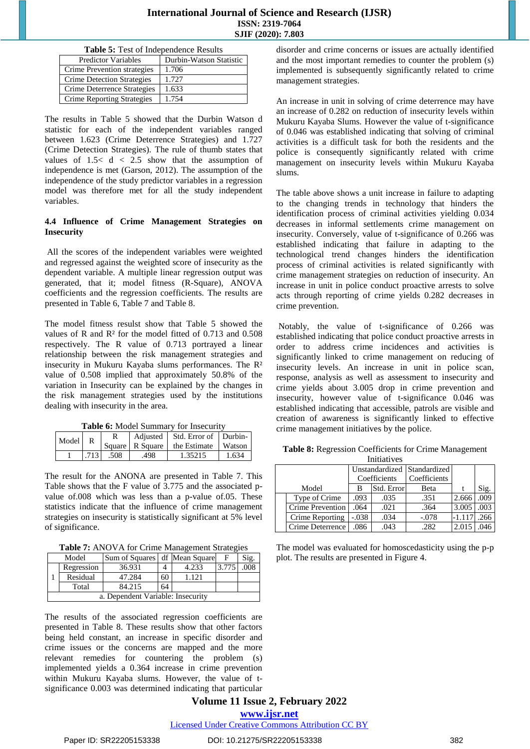**Table 5:** Test of Independence Results

| Predictor Variables | Durbin-Watson Statistic |
|---|---|
| Crime Prevention strategies | 1.706 |
| Crime Detection Strategies | 1.727 |
| Crime Deterrence Strategies | 1.633 |
| Crime Reporting Strategies | 1.754 |

The results in Table 5 showed that the Durbin Watson d statistic for each of the independent variables ranged between 1.623 (Crime Deterrence Strategies) and 1.727 (Crime Detection Strategies). The rule of thumb states that values of 1.5< d < 2.5 show that the assumption of independence is met (Garson, 2012). The assumption of the independence of the study predictor variables in a regression model was therefore met for all the study independent variables.

### 4.4 Influence of Crime Management Strategies on Insecurity

All the scores of the independent variables were weighted and regressed against the weighted score of insecurity as the dependent variable. A multiple linear regression output was generated, that it; model fitness (R-Square), ANOVA coefficients and the regression coefficients. The results are presented in Table 6, Table 7 and Table 8.

The model fitness resulst show that Table 5 showed the values of R and R² for the model fitted of 0.713 and 0.508 respectively. The R value of 0.713 portrayed a linear relationship between the risk management strategies and insecurity in Mukuru Kayaba slums performances. The R² value of 0.508 implied that approximately 50.8% of the variation in Insecurity can be explained by the changes in the risk management strategies used by the institutions dealing with insecurity in the area.

**Table 6:** Model Summary for Insecurity

| Model | R | R Square | Adjusted R Square | Std. Error of the Estimate | Durbin-Watson |
|---|---|---|---|---|---|
| 1 | .713 | .508 | .498 | 1.35215 | 1.634 |

The result for the ANONA are presented in Table 7. This Table shows that the F value of 3.775 and the associated p-value of.008 which was less than a p-value of.05. These statistics indicate that the influence of crime management strategies on insecurity is statistically significant at 5% level of significance.

**Table 7:** ANOVA for Crime Management Strategies

| Model | | Sum of Squares | df | Mean Square | F | Sig. |
|---|---|---|---|---|---|---|
| 1 | Regression | 36.931 | 4 | 4.233 | 3.775 | .008 |
| | Residual | 47.284 | 60 | 1.121 | | |
| | Total | 84.215 | 64 | | | |
| a. Dependent Variable: Insecurity | | | | | | |

The results of the associated regression coefficients are presented in Table 8. These results show that other factors being held constant, an increase in specific disorder and crime issues or the concerns are mapped and the more relevant remedies for countering the problem (s) implemented yields a 0.364 increase in crime prevention within Mukuru Kayaba slums. However, the value of t-significance 0.003 was determined indicating that particular disorder and crime concerns or issues are actually identified and the most important remedies to counter the problem (s) implemented is subsequently significantly related to crime management strategies.

An increase in unit in solving of crime deterrence may have an increase of 0.282 on reduction of insecurity levels within Mukuru Kayaba Slums. However the value of t-significance of 0.046 was established indicating that solving of criminal activities is a difficult task for both the residents and the police is consequently significantly related with crime management on insecurity levels within Mukuru Kayaba slums.

The table above shows a unit increase in failure to adapting to the changing trends in technology that hinders the identification process of criminal activities yielding 0.034 decreases in informal settlements crime management on insecurity. Conversely, value of t-significance of 0.266 was established indicating that failure in adapting to the technological trend changes hinders the identification process of criminal activities is related significantly with crime management strategies on reduction of insecurity. An increase in unit in police conduct proactive arrests to solve acts through reporting of crime yields 0.282 decreases in crime prevention.

Notably, the value of t-significance of 0.266 was established indicating that police conduct proactive arrests in order to address crime incidences and activities is significantly linked to crime management on reducing of insecurity levels. An increase in unit in police scan, response, analysis as well as assessment to insecurity and crime yields about 3.005 drop in crime prevention and insecurity, however value of t-significance 0.046 was established indicating that accessible, patrols are visible and creation of awareness is significantly linked to effective crime management initiatives by the police.

**Table 8:** Regression Coefficients for Crime Management Initiatives

| Model | | Unstandardized Coefficients | | Standardized Coefficients | t | Sig. |
|---|---|---|---|---|---|---|
| | | B | Std. Error | Beta | | |
| | Type of Crime | .093 | .035 | .351 | 2.666 | .009 |
| | Crime Prevention | .064 | .021 | .364 | 3.005 | .003 |
| | Crime Reporting | -.038 | .034 | -.078 | -1.117 | .266 |
| | Crime Deterrence | .086 | .043 | .282 | 2.015 | .046 |

The model was evaluated for homoscedasticity using the p-p plot. The results are presented in Figure 4.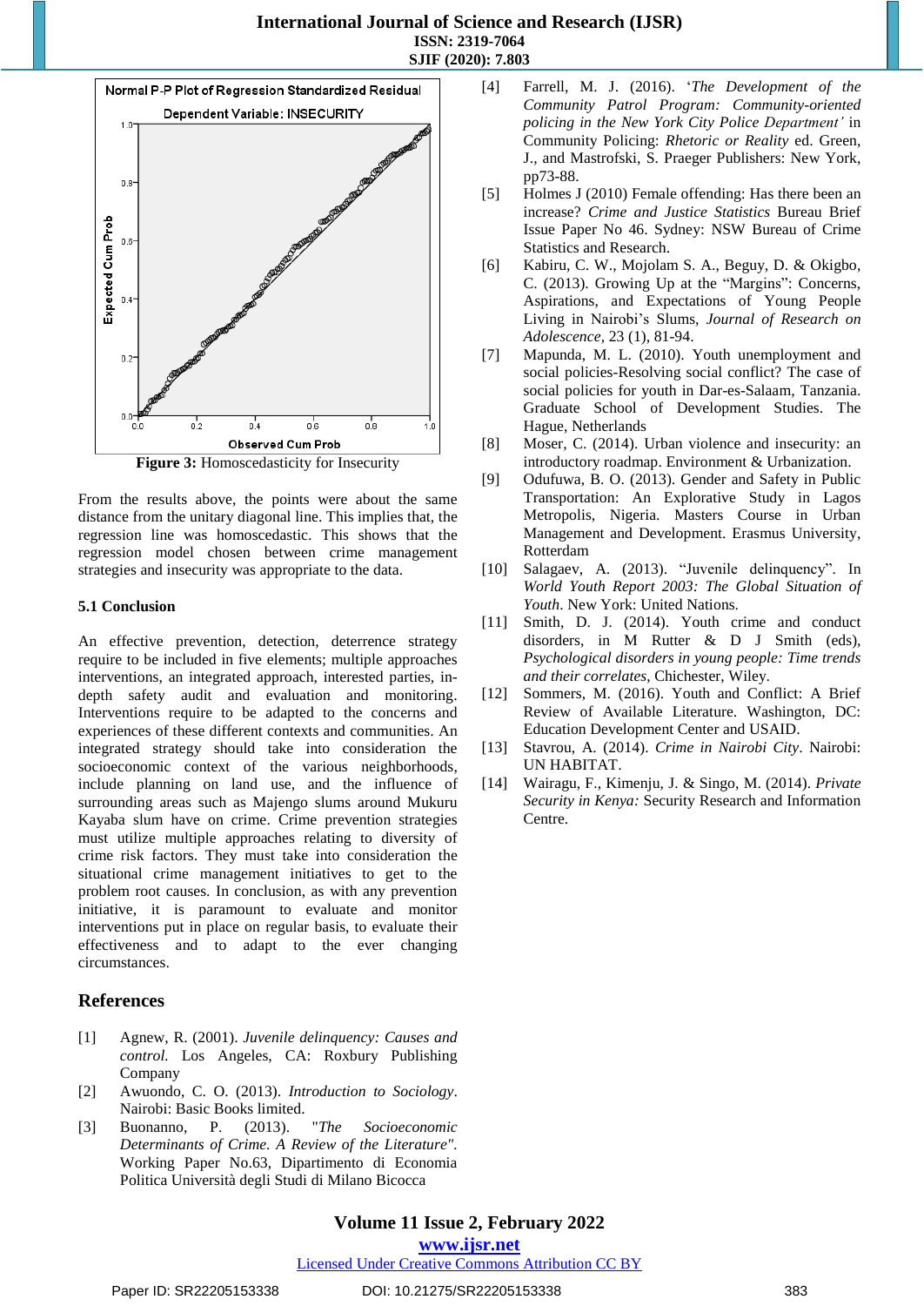Normal P-P Plot of Regression Standardized Residual

Dependent Variable: INSECURITY

1.0
0.8
0.6
0.4
0.2
0.0

Expected Cum Prob

0.0 0.2 0.4 0.6 0.8 1.0

Observed Cum Prob

**Figure 3:** Homoscedasticity for Insecurity

From the results above, the points were about the same distance from the unitary diagonal line. This implies that, the regression line was homoscedastic. This shows that the regression model chosen between crime management strategies and insecurity was appropriate to the data.

### 5.1 Conclusion

An effective prevention, detection, deterrence strategy require to be included in five elements; multiple approaches interventions, an integrated approach, interested parties, in-depth safety audit and evaluation and monitoring. Interventions require to be adapted to the concerns and experiences of these different contexts and communities. An integrated strategy should take into consideration the socioeconomic context of the various neighborhoods, include planning on land use, and the influence of surrounding areas such as Majengo slums around Mukuru Kayaba slum have on crime. Crime prevention strategies must utilize multiple approaches relating to diversity of crime risk factors. They must take into consideration the situational crime management initiatives to get to the problem root causes. In conclusion, as with any prevention initiative, it is paramount to evaluate and monitor interventions put in place on regular basis, to evaluate their effectiveness and to adapt to the ever changing circumstances.

## References

[1] Agnew, R. (2001). *Juvenile delinquency: Causes and control.* Los Angeles, CA: Roxbury Publishing Company

[2] Awuondo, C. O. (2013). *Introduction to Sociology*. Nairobi: Basic Books limited.

[3] Buonanno, P. (2013). "*The Socioeconomic Determinants of Crime. A Review of the Literature"*. Working Paper No.63, Dipartimento di Economia Politica Università degli Studi di Milano Bicocca

[4] Farrell, M. J. (2016). '*The Development of the Community Patrol Program: Community-oriented policing in the New York City Police Department'* in Community Policing: *Rhetoric or Reality* ed. Green, J., and Mastrofski, S. Praeger Publishers: New York, pp73-88.

[5] Holmes J (2010) Female offending: Has there been an increase? *Crime and Justice Statistics* Bureau Brief Issue Paper No 46. Sydney: NSW Bureau of Crime Statistics and Research.

[6] Kabiru, C. W., Mojolam S. A., Beguy, D. & Okigbo, C. (2013). Growing Up at the "Margins": Concerns, Aspirations, and Expectations of Young People Living in Nairobi's Slums, *Journal of Research on Adolescence*, 23 (1), 81-94.

[7] Mapunda, M. L. (2010). Youth unemployment and social policies-Resolving social conflict? The case of social policies for youth in Dar-es-Salaam, Tanzania. Graduate School of Development Studies. The Hague, Netherlands

[8] Moser, C. (2014). Urban violence and insecurity: an introductory roadmap. Environment & Urbanization.

[9] Odufuwa, B. O. (2013). Gender and Safety in Public Transportation: An Explorative Study in Lagos Metropolis, Nigeria. Masters Course in Urban Management and Development. Erasmus University, Rotterdam

[10] Salagaev, A. (2013). "Juvenile delinquency". In *World Youth Report 2003: The Global Situation of Youth*. New York: United Nations.

[11] Smith, D. J. (2014). Youth crime and conduct disorders, in M Rutter & D J Smith (eds), *Psychological disorders in young people: Time trends and their correlates*, Chichester, Wiley.

[12] Sommers, M. (2016). Youth and Conflict: A Brief Review of Available Literature. Washington, DC: Education Development Center and USAID.

[13] Stavrou, A. (2014). *Crime in Nairobi City*. Nairobi: UN HABITAT.

[14] Wairagu, F., Kimenju, J. & Singo, M. (2014). *Private Security in Kenya:* Security Research and Information Centre.